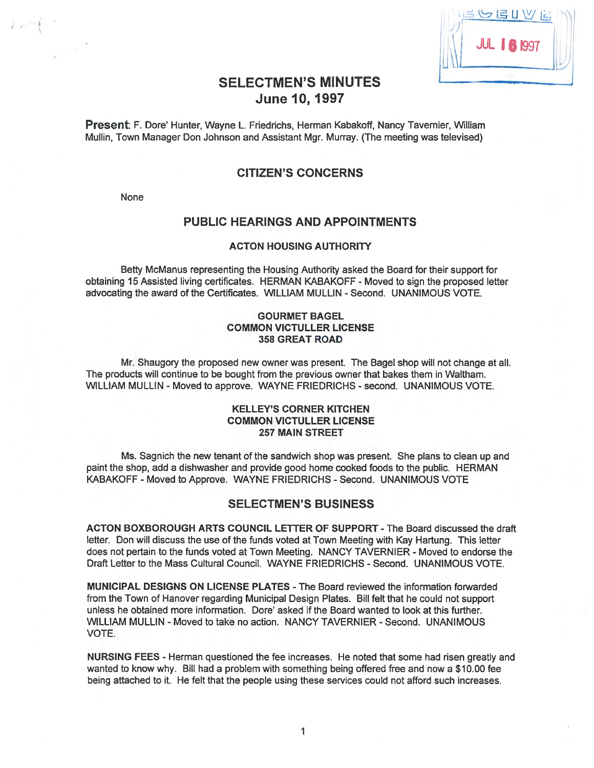# SELECTMEN'S MINUTES
## June 10, 1997

**Present**: F. Dore' Hunter, Wayne L. Friedrichs, Herman Kabakoff, Nancy Tavernier, William Mullin, Town Manager Don Johnson and Assistant Mgr. Murray. (The meeting was televised)

## CITIZEN'S CONCERNS

None

## PUBLIC HEARINGS AND APPOINTMENTS

### ACTON HOUSING AUTHORITY

Betty McManus representing the Housing Authority asked the Board for their support for obtaining 15 Assisted living certificates. HERMAN KABAKOFF - Moved to sign the proposed letter advocating the award of the Certificates. WILLIAM MULLIN - Second. UNANIMOUS VOTE.

### GOURMET BAGEL
### COMMON VICTULLER LICENSE
### 358 GREAT ROAD

Mr. Shaugory the proposed new owner was present. The Bagel shop will not change at all. The products will continue to be bought from the previous owner that bakes them in Waltham. WILLIAM MULLIN - Moved to approve. WAYNE FRIEDRICHS - second. UNANIMOUS VOTE.

### KELLEY'S CORNER KITCHEN
### COMMON VICTULLER LICENSE
### 257 MAIN STREET

Ms. Sagnich the new tenant of the sandwich shop was present. She plans to clean up and paint the shop, add a dishwasher and provide good home cooked foods to the public. HERMAN KABAKOFF - Moved to Approve. WAYNE FRIEDRICHS - Second. UNANIMOUS VOTE

## SELECTMEN'S BUSINESS

**ACTON BOXBOROUGH ARTS COUNCIL LETTER OF SUPPORT** - The Board discussed the draft letter. Don will discuss the use of the funds voted at Town Meeting with Kay Hartung. This letter does not pertain to the funds voted at Town Meeting. NANCY TAVERNIER - Moved to endorse the Draft Letter to the Mass Cultural Council. WAYNE FRIEDRICHS - Second. UNANIMOUS VOTE.

**MUNICIPAL DESIGNS ON LICENSE PLATES** - The Board reviewed the information forwarded from the Town of Hanover regarding Municipal Design Plates. Bill felt that he could not support unless he obtained more information. Dore' asked if the Board wanted to look at this further. WILLIAM MULLIN - Moved to take no action. NANCY TAVERNIER - Second. UNANIMOUS VOTE.

**NURSING FEES** - Herman questioned the fee increases. He noted that some had risen greatly and wanted to know why. Bill had a problem with something being offered free and now a $10.00 fee being attached to it. He felt that the people using these services could not afford such increases.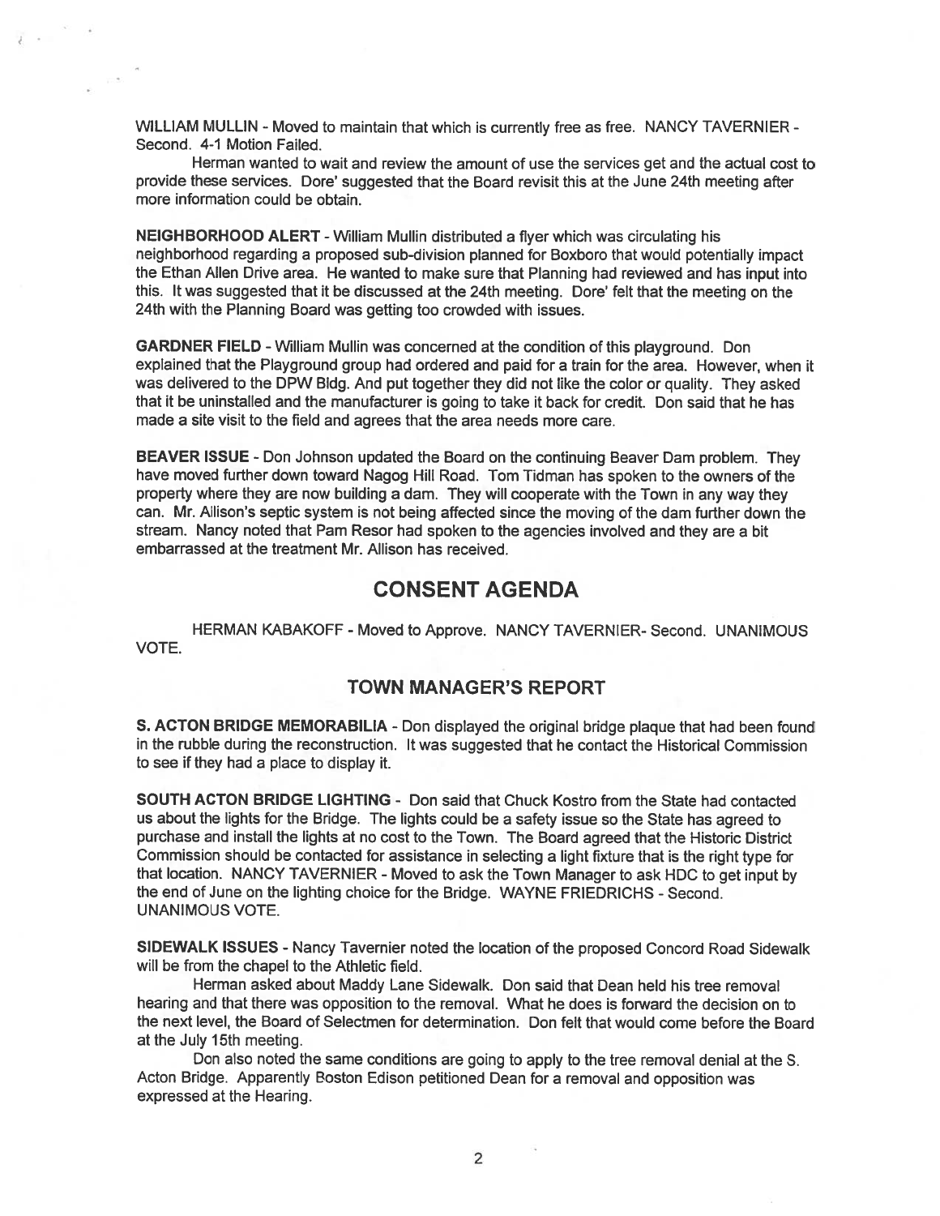WILLIAM MULLIN - Moved to maintain that which is currently free as free. NANCY TAVERNIER - Second. 4-1 Motion Failed.

Herman wanted to wait and review the amount of use the services get and the actual cost to provide these services. Dore' suggested that the Board revisit this at the June 24th meeting after more information could be obtain.

**NEIGHBORHOOD ALERT** - William Mullin distributed a flyer which was circulating his neighborhood regarding a proposed sub-division planned for Boxboro that would potentially impact the Ethan Allen Drive area. He wanted to make sure that Planning had reviewed and has input into this. It was suggested that it be discussed at the 24th meeting. Dore' felt that the meeting on the 24th with the Planning Board was getting too crowded with issues.

**GARDNER FIELD** - William Mullin was concerned at the condition of this playground. Don explained that the Playground group had ordered and paid for a train for the area. However, when it was delivered to the DPW Bldg. And put together they did not like the color or quality. They asked that it be uninstalled and the manufacturer is going to take it back for credit. Don said that he has made a site visit to the field and agrees that the area needs more care.

**BEAVER ISSUE** - Don Johnson updated the Board on the continuing Beaver Dam problem. They have moved further down toward Nagog Hill Road. Tom Tidman has spoken to the owners of the property where they are now building a dam. They will cooperate with the Town in any way they can. Mr. Allison's septic system is not being affected since the moving of the dam further down the stream. Nancy noted that Pam Resor had spoken to the agencies involved and they are a bit embarrassed at the treatment Mr. Allison has received.

## CONSENT AGENDA

HERMAN KABAKOFF - Moved to Approve. NANCY TAVERNIER- Second. UNANIMOUS VOTE.

## TOWN MANAGER'S REPORT

**S. ACTON BRIDGE MEMORABILIA** - Don displayed the original bridge plaque that had been found in the rubble during the reconstruction. It was suggested that he contact the Historical Commission to see if they had a place to display it.

**SOUTH ACTON BRIDGE LIGHTING** - Don said that Chuck Kostro from the State had contacted us about the lights for the Bridge. The lights could be a safety issue so the State has agreed to purchase and install the lights at no cost to the Town. The Board agreed that the Historic District Commission should be contacted for assistance in selecting a light fixture that is the right type for that location. NANCY TAVERNIER - Moved to ask the Town Manager to ask HDC to get input by the end of June on the lighting choice for the Bridge. WAYNE FRIEDRICHS - Second. UNANIMOUS VOTE.

**SIDEWALK ISSUES** - Nancy Tavernier noted the location of the proposed Concord Road Sidewalk will be from the chapel to the Athletic field.

Herman asked about Maddy Lane Sidewalk. Don said that Dean held his tree removal hearing and that there was opposition to the removal. What he does is forward the decision on to the next level, the Board of Selectmen for determination. Don felt that would come before the Board at the July 15th meeting.

Don also noted the same conditions are going to apply to the tree removal denial at the S. Acton Bridge. Apparently Boston Edison petitioned Dean for a removal and opposition was expressed at the Hearing.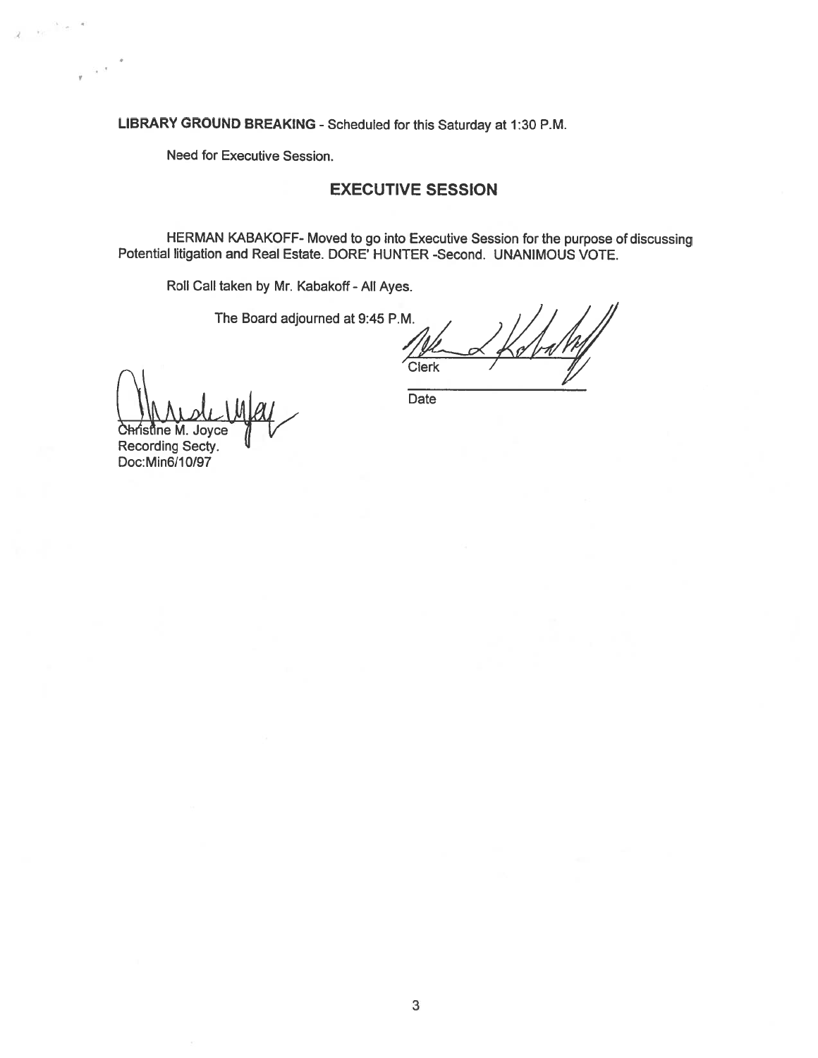**LIBRARY GROUND BREAKING** - Scheduled for this Saturday at 1:30 P.M.

Need for Executive Session.

## EXECUTIVE SESSION

HERMAN KABAKOFF- Moved to go into Executive Session for the purpose of discussing Potential litigation and Real Estate. DORE' HUNTER -Second. UNANIMOUS VOTE.

Roll Call taken by Mr. Kabakoff - All Ayes.

The Board adjourned at 9:45 P.M.

Clerk

Date

Christine M. Joyce
Recording Secty.
Doc:Min6/10/97